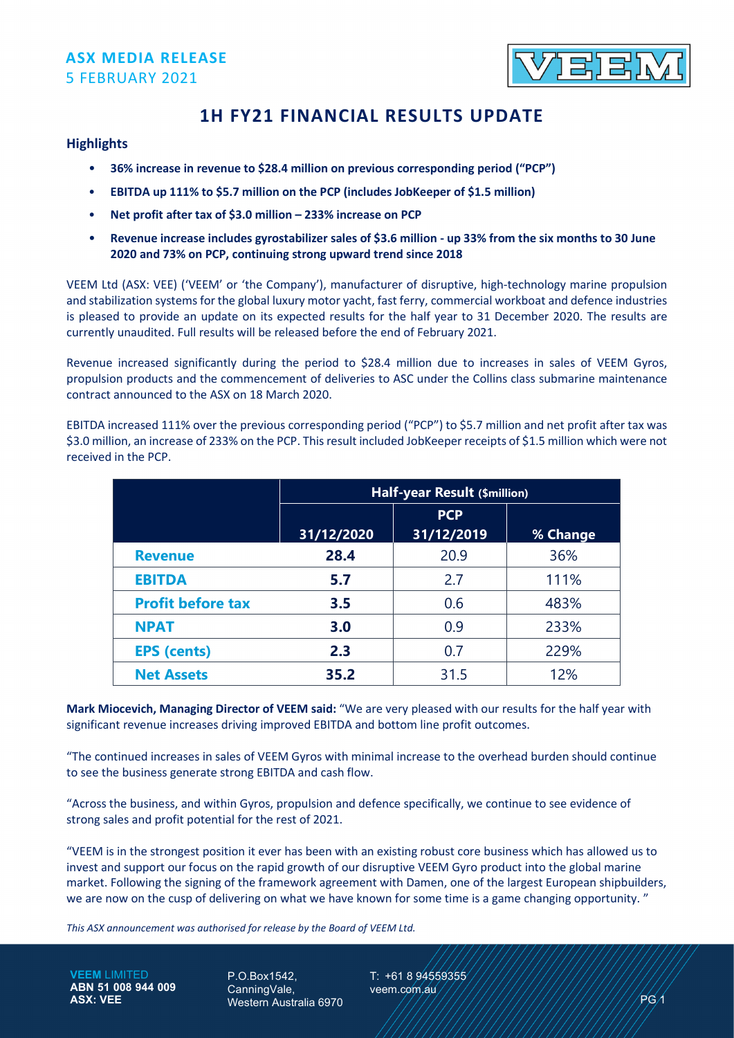ASX MEDIA RELEASE
5 FEBRUARY 2021

# 1H FY21 FINANCIAL RESULTS UPDATE

## Highlights

- **36% increase in revenue to $28.4 million on previous corresponding period ("PCP")**
- **EBITDA up 111% to $5.7 million on the PCP (includes JobKeeper of $1.5 million)**
- **Net profit after tax of $3.0 million – 233% increase on PCP**
- **Revenue increase includes gyrostabilizer sales of $3.6 million - up 33% from the six months to 30 June 2020 and 73% on PCP, continuing strong upward trend since 2018**

VEEM Ltd (ASX: VEE) ('VEEM' or 'the Company'), manufacturer of disruptive, high-technology marine propulsion and stabilization systems for the global luxury motor yacht, fast ferry, commercial workboat and defence industries is pleased to provide an update on its expected results for the half year to 31 December 2020. The results are currently unaudited. Full results will be released before the end of February 2021.

Revenue increased significantly during the period to $28.4 million due to increases in sales of VEEM Gyros, propulsion products and the commencement of deliveries to ASC under the Collins class submarine maintenance contract announced to the ASX on 18 March 2020.

EBITDA increased 111% over the previous corresponding period ("PCP") to $5.7 million and net profit after tax was $3.0 million, an increase of 233% on the PCP. This result included JobKeeper receipts of $1.5 million which were not received in the PCP.

| | Half-year Result ($million) | | |
|---|---|---|---|
| | 31/12/2020 | PCP 31/12/2019 | % Change |
| **Revenue** | **28.4** | 20.9 | 36% |
| **EBITDA** | **5.7** | 2.7 | 111% |
| **Profit before tax** | **3.5** | 0.6 | 483% |
| **NPAT** | **3.0** | 0.9 | 233% |
| **EPS (cents)** | **2.3** | 0.7 | 229% |
| **Net Assets** | **35.2** | 31.5 | 12% |

**Mark Miocevich, Managing Director of VEEM said:** "We are very pleased with our results for the half year with significant revenue increases driving improved EBITDA and bottom line profit outcomes.

"The continued increases in sales of VEEM Gyros with minimal increase to the overhead burden should continue to see the business generate strong EBITDA and cash flow.

"Across the business, and within Gyros, propulsion and defence specifically, we continue to see evidence of strong sales and profit potential for the rest of 2021.

"VEEM is in the strongest position it ever has been with an existing robust core business which has allowed us to invest and support our focus on the rapid growth of our disruptive VEEM Gyro product into the global marine market. Following the signing of the framework agreement with Damen, one of the largest European shipbuilders, we are now on the cusp of delivering on what we have known for some time is a game changing opportunity. "

*This ASX announcement was authorised for release by the Board of VEEM Ltd.*

**VEEM LIMITED**
**ABN 51 008 944 009**
**ASX: VEE**

P.O.Box1542,
CanningVale,
Western Australia 6970

T: +61 8 94559355
veem.com.au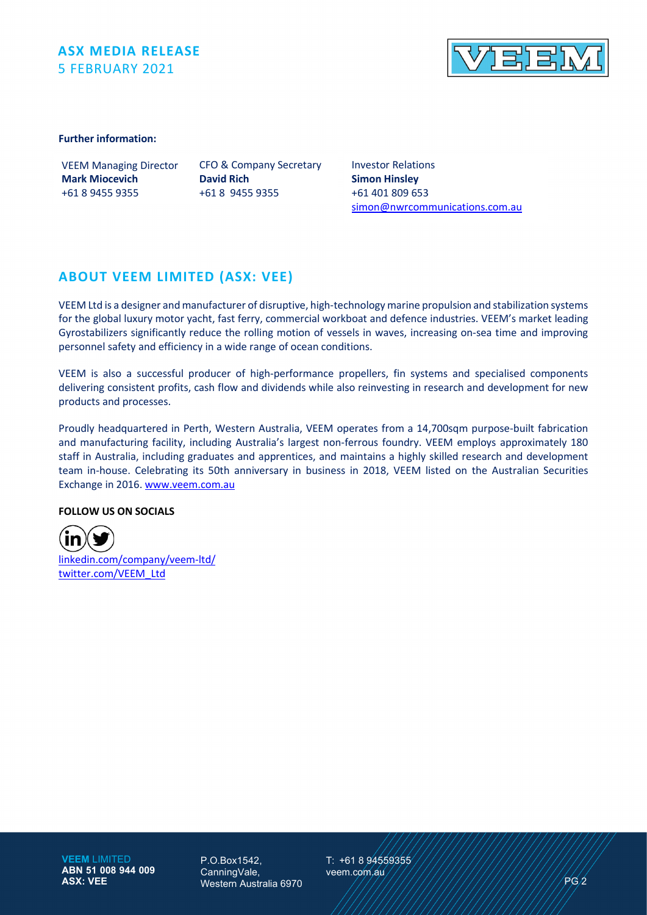**Further information:**

| | | |
|---|---|---|
| VEEM Managing Director | CFO & Company Secretary | Investor Relations |
| **Mark Miocevich** | **David Rich** | **Simon Hinsley** |
| +61 8 9455 9355 | +61 8 9455 9355 | +61 401 809 653 |
| | | simon@nwrcommunications.com.au |

## ABOUT VEEM LIMITED (ASX: VEE)

VEEM Ltd is a designer and manufacturer of disruptive, high-technology marine propulsion and stabilization systems for the global luxury motor yacht, fast ferry, commercial workboat and defence industries. VEEM's market leading Gyrostabilizers significantly reduce the rolling motion of vessels in waves, increasing on-sea time and improving personnel safety and efficiency in a wide range of ocean conditions.

VEEM is also a successful producer of high-performance propellers, fin systems and specialised components delivering consistent profits, cash flow and dividends while also reinvesting in research and development for new products and processes.

Proudly headquartered in Perth, Western Australia, VEEM operates from a 14,700sqm purpose-built fabrication and manufacturing facility, including Australia's largest non-ferrous foundry. VEEM employs approximately 180 staff in Australia, including graduates and apprentices, and maintains a highly skilled research and development team in-house. Celebrating its 50th anniversary in business in 2018, VEEM listed on the Australian Securities Exchange in 2016. www.veem.com.au

**FOLLOW US ON SOCIALS**

linkedin.com/company/veem-ltd/
twitter.com/VEEM_Ltd